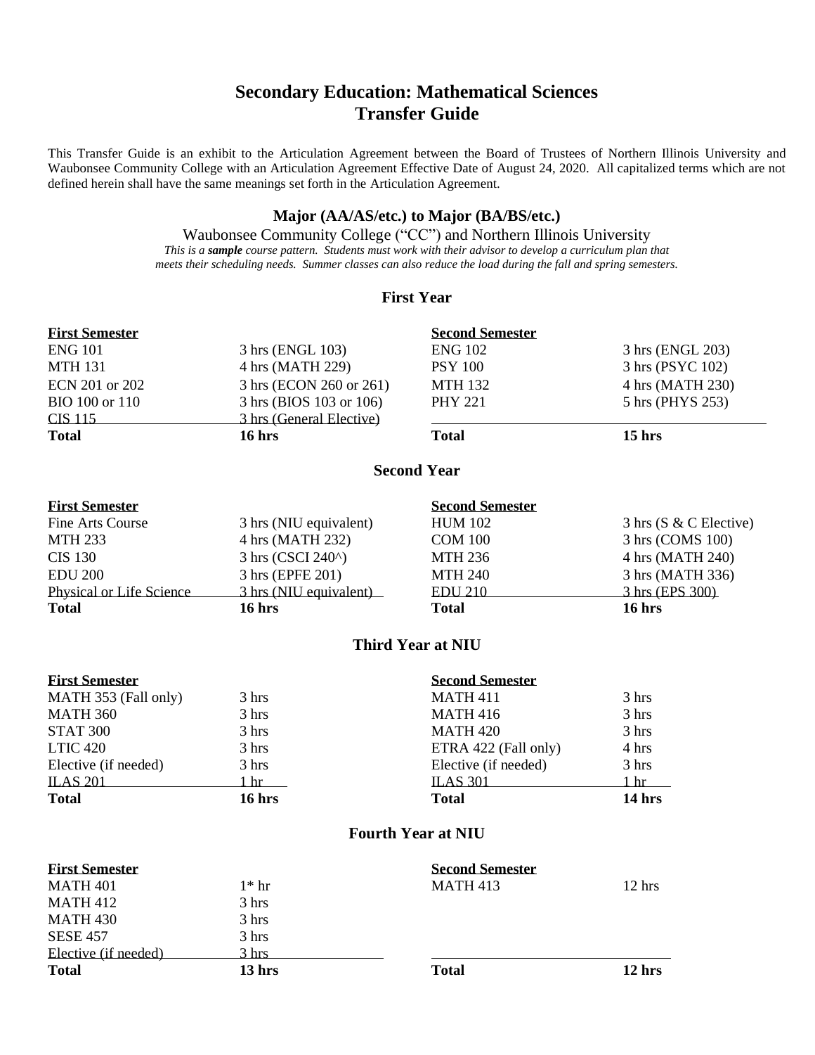# Secondary Education: Mathematical Sciences
# Transfer Guide

This Transfer Guide is an exhibit to the Articulation Agreement between the Board of Trustees of Northern Illinois University and Waubonsee Community College with an Articulation Agreement Effective Date of August 24, 2020. All capitalized terms which are not defined herein shall have the same meanings set forth in the Articulation Agreement.

### Major (AA/AS/etc.) to Major (BA/BS/etc.)

Waubonsee Community College ("CC") and Northern Illinois University

*This is a **sample** course pattern. Students must work with their advisor to develop a curriculum plan that meets their scheduling needs. Summer classes can also reduce the load during the fall and spring semesters.*

### First Year

| First Semester | | Second Semester | |
|---|---|---|---|
| ENG 101 | 3 hrs (ENGL 103) | ENG 102 | 3 hrs (ENGL 203) |
| MTH 131 | 4 hrs (MATH 229) | PSY 100 | 3 hrs (PSYC 102) |
| ECN 201 or 202 | 3 hrs (ECON 260 or 261) | MTH 132 | 4 hrs (MATH 230) |
| BIO 100 or 110 | 3 hrs (BIOS 103 or 106) | PHY 221 | 5 hrs (PHYS 253) |
| CIS 115 | 3 hrs (General Elective) | | |
| **Total** | **16 hrs** | **Total** | **15 hrs** |

### Second Year

| First Semester | | Second Semester | |
|---|---|---|---|
| Fine Arts Course | 3 hrs (NIU equivalent) | HUM 102 | 3 hrs (S & C Elective) |
| MTH 233 | 4 hrs (MATH 232) | COM 100 | 3 hrs (COMS 100) |
| CIS 130 | 3 hrs (CSCI 240^) | MTH 236 | 4 hrs (MATH 240) |
| EDU 200 | 3 hrs (EPFE 201) | MTH 240 | 3 hrs (MATH 336) |
| Physical or Life Science | 3 hrs (NIU equivalent) | EDU 210 | 3 hrs (EPS 300) |
| **Total** | **16 hrs** | **Total** | **16 hrs** |

### Third Year at NIU

| First Semester | | Second Semester | |
|---|---|---|---|
| MATH 353 (Fall only) | 3 hrs | MATH 411 | 3 hrs |
| MATH 360 | 3 hrs | MATH 416 | 3 hrs |
| STAT 300 | 3 hrs | MATH 420 | 3 hrs |
| LTIC 420 | 3 hrs | ETRA 422 (Fall only) | 4 hrs |
| Elective (if needed) | 3 hrs | Elective (if needed) | 3 hrs |
| ILAS 201 | 1 hr | ILAS 301 | 1 hr |
| **Total** | **16 hrs** | **Total** | **14 hrs** |

### Fourth Year at NIU

| First Semester | | Second Semester | |
|---|---|---|---|
| MATH 401 | 1* hr | MATH 413 | 12 hrs |
| MATH 412 | 3 hrs | | |
| MATH 430 | 3 hrs | | |
| SESE 457 | 3 hrs | | |
| Elective (if needed) | 3 hrs | | |
| **Total** | **13 hrs** | **Total** | **12 hrs** |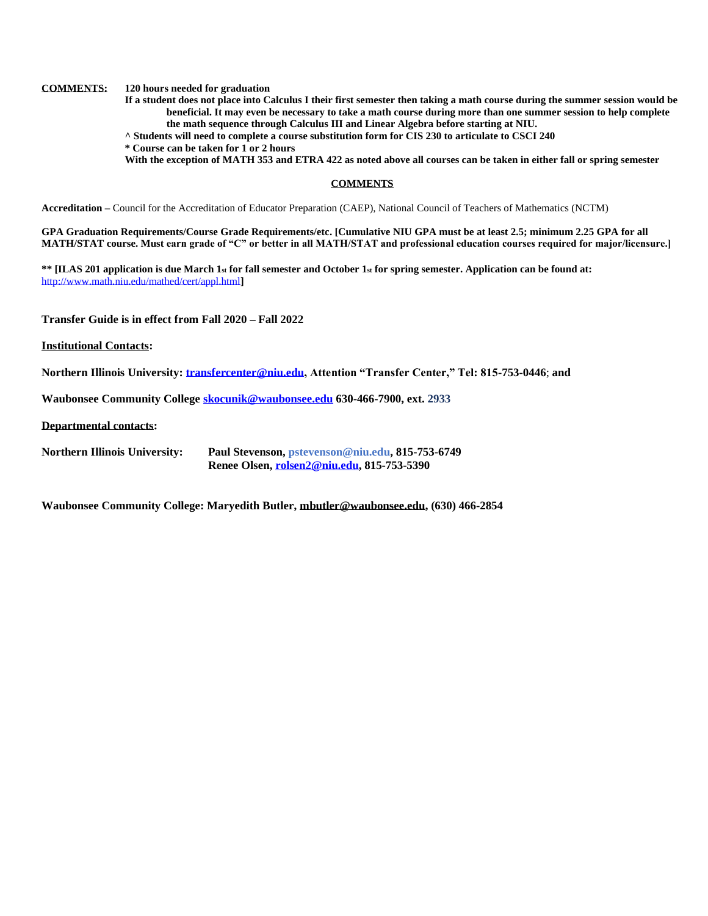**COMMENTS:** **120 hours needed for graduation**

**If a student does not place into Calculus I their first semester then taking a math course during the summer session would be beneficial. It may even be necessary to take a math course during more than one summer session to help complete the math sequence through Calculus III and Linear Algebra before starting at NIU.**

**^ Students will need to complete a course substitution form for CIS 230 to articulate to CSCI 240**

**\* Course can be taken for 1 or 2 hours**

**With the exception of MATH 353 and ETRA 422 as noted above all courses can be taken in either fall or spring semester**

## COMMENTS

**Accreditation –** Council for the Accreditation of Educator Preparation (CAEP), National Council of Teachers of Mathematics (NCTM)

**GPA Graduation Requirements/Course Grade Requirements/etc. [Cumulative NIU GPA must be at least 2.5; minimum 2.25 GPA for all MATH/STAT course. Must earn grade of "C" or better in all MATH/STAT and professional education courses required for major/licensure.]**

**\*\* [ILAS 201 application is due March 1st for fall semester and October 1st for spring semester. Application can be found at:** http://www.math.niu.edu/mathed/cert/appl.html**]**

**Transfer Guide is in effect from Fall 2020 – Fall 2022**

**Institutional Contacts:**

**Northern Illinois University: transfercenter@niu.edu, Attention "Transfer Center," Tel: 815-753-0446; and**

**Waubonsee Community College skocunik@waubonsee.edu 630-466-7900, ext. 2933**

**Departmental contacts:**

**Northern Illinois University:** **Paul Stevenson, pstevenson@niu.edu, 815-753-6749**
**Renee Olsen, rolsen2@niu.edu, 815-753-5390**

**Waubonsee Community College: Maryedith Butler, mbutler@waubonsee.edu, (630) 466-2854**